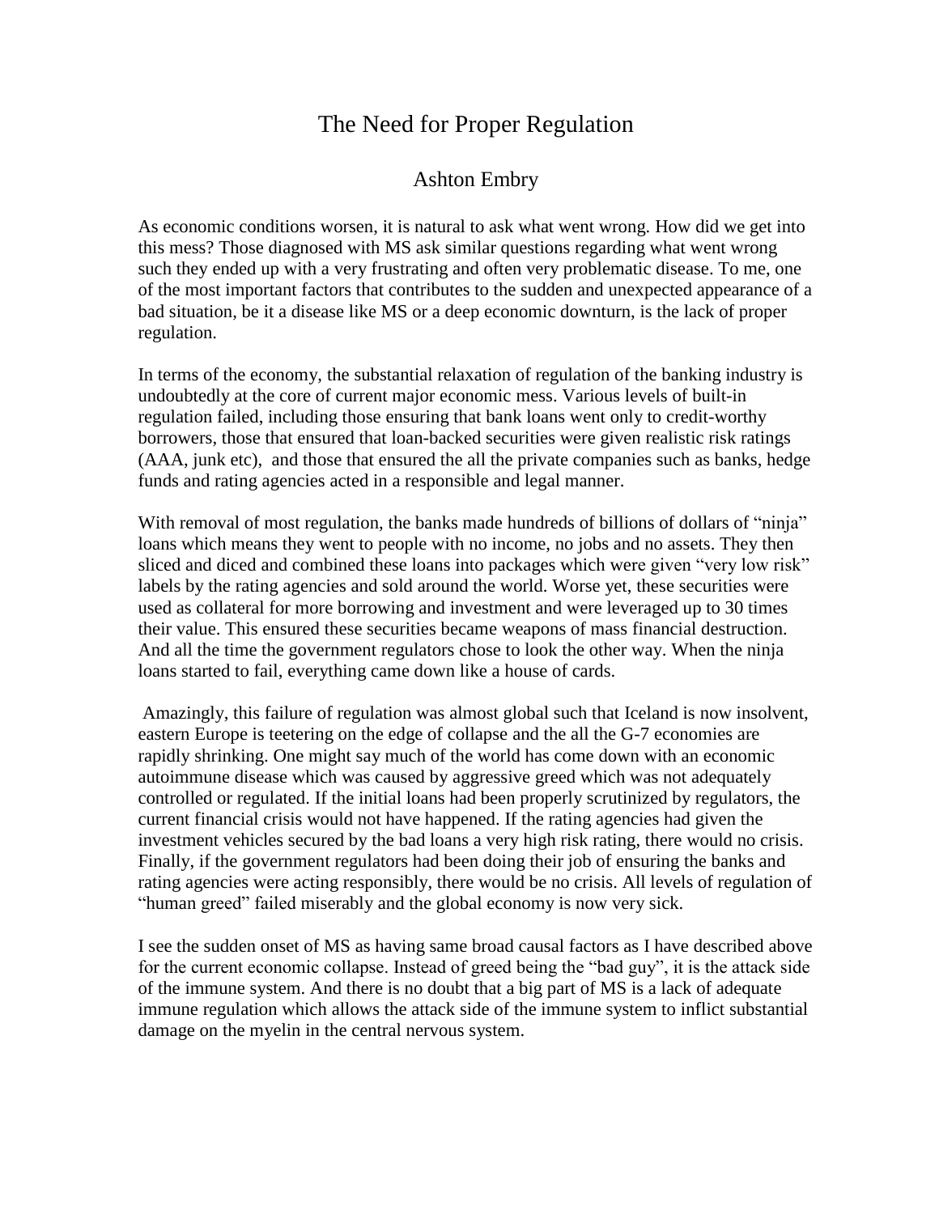# The Need for Proper Regulation

## Ashton Embry

As economic conditions worsen, it is natural to ask what went wrong. How did we get into this mess? Those diagnosed with MS ask similar questions regarding what went wrong such they ended up with a very frustrating and often very problematic disease. To me, one of the most important factors that contributes to the sudden and unexpected appearance of a bad situation, be it a disease like MS or a deep economic downturn, is the lack of proper regulation.

In terms of the economy, the substantial relaxation of regulation of the banking industry is undoubtedly at the core of current major economic mess. Various levels of built-in regulation failed, including those ensuring that bank loans went only to credit-worthy borrowers, those that ensured that loan-backed securities were given realistic risk ratings (AAA, junk etc), and those that ensured the all the private companies such as banks, hedge funds and rating agencies acted in a responsible and legal manner.

With removal of most regulation, the banks made hundreds of billions of dollars of "ninja" loans which means they went to people with no income, no jobs and no assets. They then sliced and diced and combined these loans into packages which were given "very low risk" labels by the rating agencies and sold around the world. Worse yet, these securities were used as collateral for more borrowing and investment and were leveraged up to 30 times their value. This ensured these securities became weapons of mass financial destruction. And all the time the government regulators chose to look the other way. When the ninja loans started to fail, everything came down like a house of cards.

Amazingly, this failure of regulation was almost global such that Iceland is now insolvent, eastern Europe is teetering on the edge of collapse and the all the G-7 economies are rapidly shrinking. One might say much of the world has come down with an economic autoimmune disease which was caused by aggressive greed which was not adequately controlled or regulated. If the initial loans had been properly scrutinized by regulators, the current financial crisis would not have happened. If the rating agencies had given the investment vehicles secured by the bad loans a very high risk rating, there would no crisis. Finally, if the government regulators had been doing their job of ensuring the banks and rating agencies were acting responsibly, there would be no crisis. All levels of regulation of "human greed" failed miserably and the global economy is now very sick.

I see the sudden onset of MS as having same broad causal factors as I have described above for the current economic collapse. Instead of greed being the "bad guy", it is the attack side of the immune system. And there is no doubt that a big part of MS is a lack of adequate immune regulation which allows the attack side of the immune system to inflict substantial damage on the myelin in the central nervous system.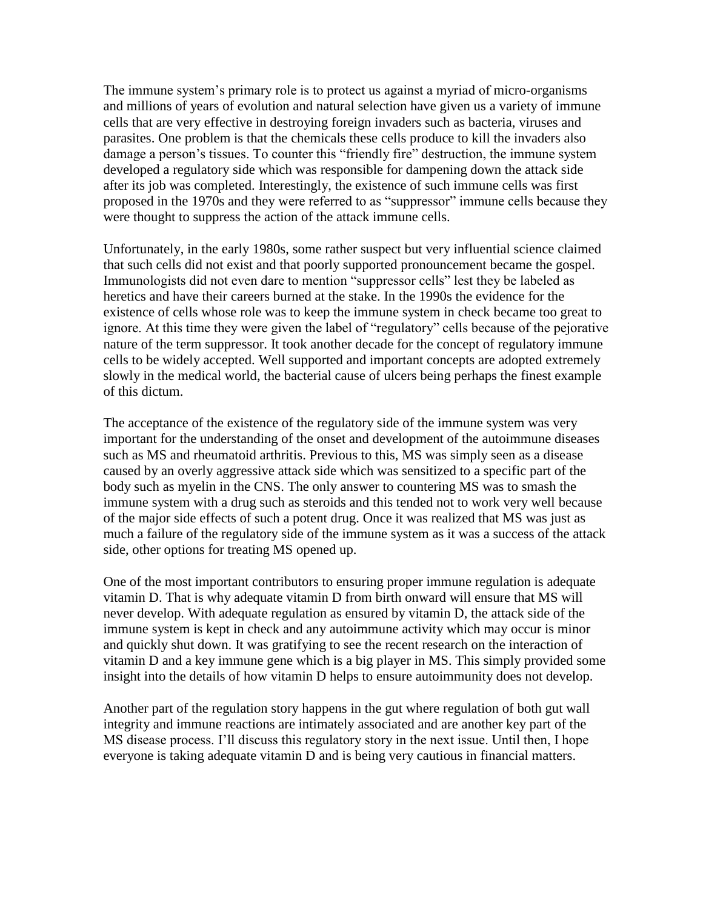The immune system's primary role is to protect us against a myriad of micro-organisms and millions of years of evolution and natural selection have given us a variety of immune cells that are very effective in destroying foreign invaders such as bacteria, viruses and parasites. One problem is that the chemicals these cells produce to kill the invaders also damage a person's tissues. To counter this "friendly fire" destruction, the immune system developed a regulatory side which was responsible for dampening down the attack side after its job was completed. Interestingly, the existence of such immune cells was first proposed in the 1970s and they were referred to as "suppressor" immune cells because they were thought to suppress the action of the attack immune cells.

Unfortunately, in the early 1980s, some rather suspect but very influential science claimed that such cells did not exist and that poorly supported pronouncement became the gospel. Immunologists did not even dare to mention "suppressor cells" lest they be labeled as heretics and have their careers burned at the stake. In the 1990s the evidence for the existence of cells whose role was to keep the immune system in check became too great to ignore. At this time they were given the label of "regulatory" cells because of the pejorative nature of the term suppressor. It took another decade for the concept of regulatory immune cells to be widely accepted. Well supported and important concepts are adopted extremely slowly in the medical world, the bacterial cause of ulcers being perhaps the finest example of this dictum.

The acceptance of the existence of the regulatory side of the immune system was very important for the understanding of the onset and development of the autoimmune diseases such as MS and rheumatoid arthritis. Previous to this, MS was simply seen as a disease caused by an overly aggressive attack side which was sensitized to a specific part of the body such as myelin in the CNS. The only answer to countering MS was to smash the immune system with a drug such as steroids and this tended not to work very well because of the major side effects of such a potent drug. Once it was realized that MS was just as much a failure of the regulatory side of the immune system as it was a success of the attack side, other options for treating MS opened up.

One of the most important contributors to ensuring proper immune regulation is adequate vitamin D. That is why adequate vitamin D from birth onward will ensure that MS will never develop. With adequate regulation as ensured by vitamin D, the attack side of the immune system is kept in check and any autoimmune activity which may occur is minor and quickly shut down. It was gratifying to see the recent research on the interaction of vitamin D and a key immune gene which is a big player in MS. This simply provided some insight into the details of how vitamin D helps to ensure autoimmunity does not develop.

Another part of the regulation story happens in the gut where regulation of both gut wall integrity and immune reactions are intimately associated and are another key part of the MS disease process. I'll discuss this regulatory story in the next issue. Until then, I hope everyone is taking adequate vitamin D and is being very cautious in financial matters.